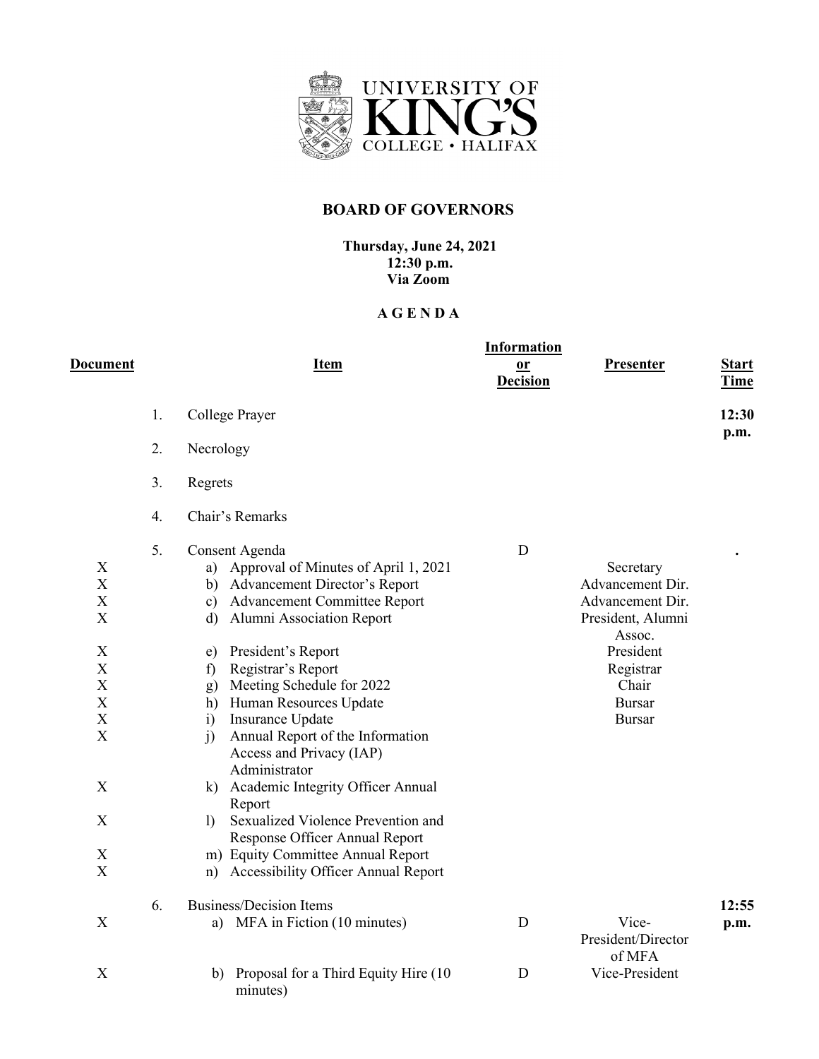UNIVERSITY OF KING'S COLLEGE • HALIFAX

# BOARD OF GOVERNORS

**Thursday, June 24, 2021**
**12:30 p.m.**
**Via Zoom**

## A G E N D A

| Document | | Item | Information or Decision | Presenter | Start Time |
|---|---|---|---|---|---|
| | 1. | College Prayer | | | 12:30 p.m. |
| | 2. | Necrology | | | |
| | 3. | Regrets | | | |
| | 4. | Chair's Remarks | | | |
| | 5. | Consent Agenda | D | | . |
| X | | a) Approval of Minutes of April 1, 2021 | | Secretary | |
| X | | b) Advancement Director's Report | | Advancement Dir. | |
| X | | c) Advancement Committee Report | | Advancement Dir. | |
| X | | d) Alumni Association Report | | President, Alumni Assoc. | |
| X | | e) President's Report | | President | |
| X | | f) Registrar's Report | | Registrar | |
| X | | g) Meeting Schedule for 2022 | | Chair | |
| X | | h) Human Resources Update | | Bursar | |
| X | | i) Insurance Update | | Bursar | |
| X | | j) Annual Report of the Information Access and Privacy (IAP) Administrator | | | |
| X | | k) Academic Integrity Officer Annual Report | | | |
| X | | l) Sexualized Violence Prevention and Response Officer Annual Report | | | |
| X | | m) Equity Committee Annual Report | | | |
| X | | n) Accessibility Officer Annual Report | | | |
| | 6. | Business/Decision Items | | | 12:55 p.m. |
| X | | a) MFA in Fiction (10 minutes) | D | Vice-President/Director of MFA | |
| X | | b) Proposal for a Third Equity Hire (10 minutes) | D | Vice-President | |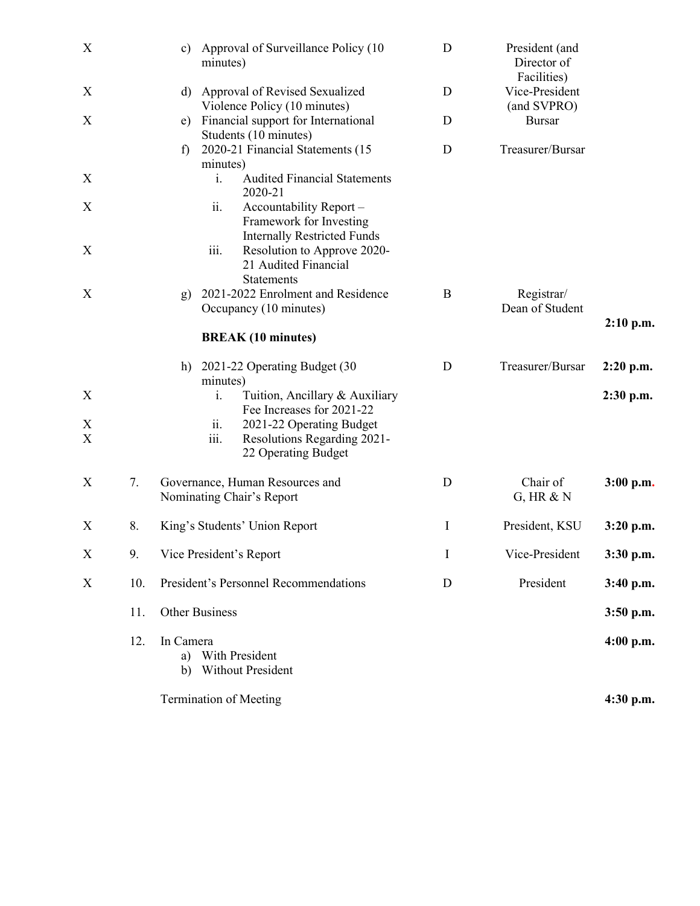| | | | | | |
|---|---|---|---|---|---|
| X | | c) Approval of Surveillance Policy (10 minutes) | D | President (and Director of Facilities) | |
| X | | d) Approval of Revised Sexualized Violence Policy (10 minutes) | D | Vice-President (and SVPRO) | |
| X | | e) Financial support for International Students (10 minutes) | D | Bursar | |
| | | f) 2020-21 Financial Statements (15 minutes) | D | Treasurer/Bursar | |
| X | | i. Audited Financial Statements 2020-21 | | | |
| X | | ii. Accountability Report – Framework for Investing Internally Restricted Funds | | | |
| X | | iii. Resolution to Approve 2020-21 Audited Financial Statements | | | |
| X | | g) 2021-2022 Enrolment and Residence Occupancy (10 minutes) | B | Registrar/ Dean of Student | **2:10 p.m.** |
| | | **BREAK (10 minutes)** | | | |
| | | h) 2021-22 Operating Budget (30 minutes) | D | Treasurer/Bursar | **2:20 p.m.** |
| X | | i. Tuition, Ancillary & Auxiliary Fee Increases for 2021-22 | | | **2:30 p.m.** |
| X | | ii. 2021-22 Operating Budget | | | |
| X | | iii. Resolutions Regarding 2021-22 Operating Budget | | | |
| X | 7. | Governance, Human Resources and Nominating Chair's Report | D | Chair of G, HR & N | **3:00 p.m.** |
| X | 8. | King's Students' Union Report | I | President, KSU | **3:20 p.m.** |
| X | 9. | Vice President's Report | I | Vice-President | **3:30 p.m.** |
| X | 10. | President's Personnel Recommendations | D | President | **3:40 p.m.** |
| | 11. | Other Business | | | **3:50 p.m.** |
| | 12. | In Camera<br>a) With President<br>b) Without President | | | **4:00 p.m.** |
| | | Termination of Meeting | | | **4:30 p.m.** |